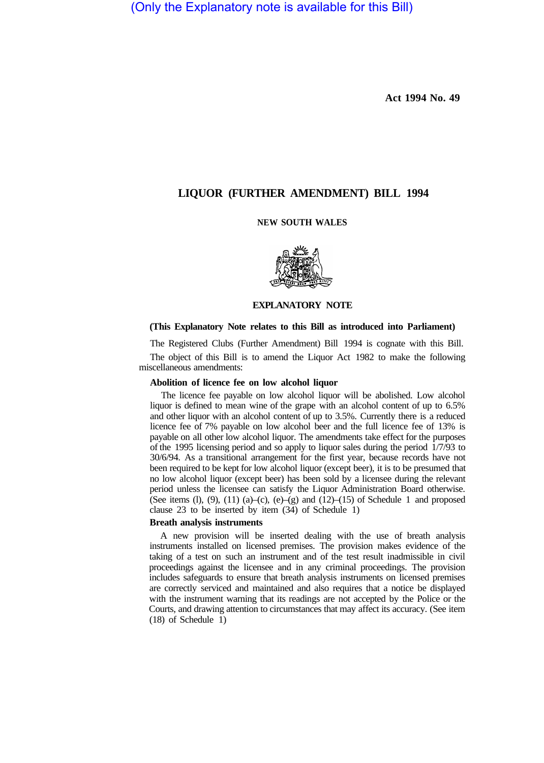(Only the Explanatory note is available for this Bill)

Act 1994 No. 49

# LIQUOR (FURTHER AMENDMENT) BILL 1994

NEW SOUTH WALES

## EXPLANATORY NOTE

**(This Explanatory Note relates to this Bill as introduced into Parliament)**

The Registered Clubs (Further Amendment) Bill 1994 is cognate with this Bill.

The object of this Bill is to amend the Liquor Act 1982 to make the following miscellaneous amendments:

### Abolition of licence fee on low alcohol liquor

The licence fee payable on low alcohol liquor will be abolished. Low alcohol liquor is defined to mean wine of the grape with an alcohol content of up to 6.5% and other liquor with an alcohol content of up to 3.5%. Currently there is a reduced licence fee of 7% payable on low alcohol beer and the full licence fee of 13% is payable on all other low alcohol liquor. The amendments take effect for the purposes of the 1995 licensing period and so apply to liquor sales during the period 1/7/93 to 30/6/94. As a transitional arrangement for the first year, because records have not been required to be kept for low alcohol liquor (except beer), it is to be presumed that no low alcohol liquor (except beer) has been sold by a licensee during the relevant period unless the licensee can satisfy the Liquor Administration Board otherwise. (See items (l), (9), (11) (a)–(c), (e)–(g) and (12)–(15) of Schedule 1 and proposed clause 23 to be inserted by item (34) of Schedule 1)

### Breath analysis instruments

A new provision will be inserted dealing with the use of breath analysis instruments installed on licensed premises. The provision makes evidence of the taking of a test on such an instrument and of the test result inadmissible in civil proceedings against the licensee and in any criminal proceedings. The provision includes safeguards to ensure that breath analysis instruments on licensed premises are correctly serviced and maintained and also requires that a notice be displayed with the instrument warning that its readings are not accepted by the Police or the Courts, and drawing attention to circumstances that may affect its accuracy. (See item (18) of Schedule 1)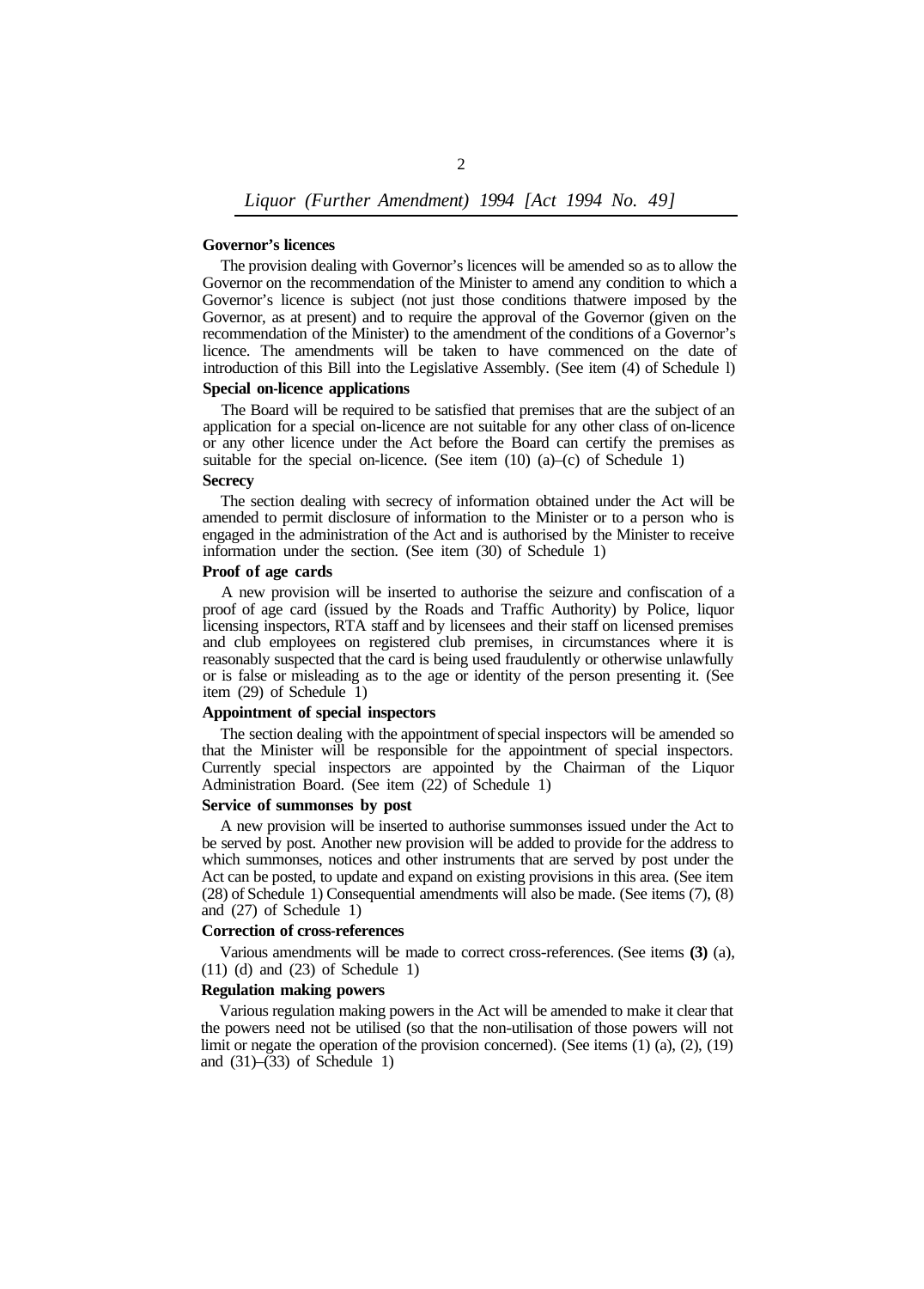**Governor's licences**

The provision dealing with Governor's licences will be amended so as to allow the Governor on the recommendation of the Minister to amend any condition to which a Governor's licence is subject (not just those conditions thatwere imposed by the Governor, as at present) and to require the approval of the Governor (given on the recommendation of the Minister) to the amendment of the conditions of a Governor's licence. The amendments will be taken to have commenced on the date of introduction of this Bill into the Legislative Assembly. (See item (4) of Schedule l)

**Special on-licence applications**

The Board will be required to be satisfied that premises that are the subject of an application for a special on-licence are not suitable for any other class of on-licence or any other licence under the Act before the Board can certify the premises as suitable for the special on-licence. (See item (10) (a)–(c) of Schedule 1)

**Secrecy**

The section dealing with secrecy of information obtained under the Act will be amended to permit disclosure of information to the Minister or to a person who is engaged in the administration of the Act and is authorised by the Minister to receive information under the section. (See item (30) of Schedule 1)

**Proof of age cards**

A new provision will be inserted to authorise the seizure and confiscation of a proof of age card (issued by the Roads and Traffic Authority) by Police, liquor licensing inspectors, RTA staff and by licensees and their staff on licensed premises and club employees on registered club premises, in circumstances where it is reasonably suspected that the card is being used fraudulently or otherwise unlawfully or is false or misleading as to the age or identity of the person presenting it. (See item (29) of Schedule 1)

**Appointment of special inspectors**

The section dealing with the appointment of special inspectors will be amended so that the Minister will be responsible for the appointment of special inspectors. Currently special inspectors are appointed by the Chairman of the Liquor Administration Board. (See item (22) of Schedule 1)

**Service of summonses by post**

A new provision will be inserted to authorise summonses issued under the Act to be served by post. Another new provision will be added to provide for the address to which summonses, notices and other instruments that are served by post under the Act can be posted, to update and expand on existing provisions in this area. (See item (28) of Schedule 1) Consequential amendments will also be made. (See items (7), (8) and (27) of Schedule 1)

**Correction of cross-references**

Various amendments will be made to correct cross-references. (See items **(3)** (a), (11) (d) and (23) of Schedule 1)

**Regulation making powers**

Various regulation making powers in the Act will be amended to make it clear that the powers need not be utilised (so that the non-utilisation of those powers will not limit or negate the operation of the provision concerned). (See items (1) (a), (2), (19) and (31)–(33) of Schedule 1)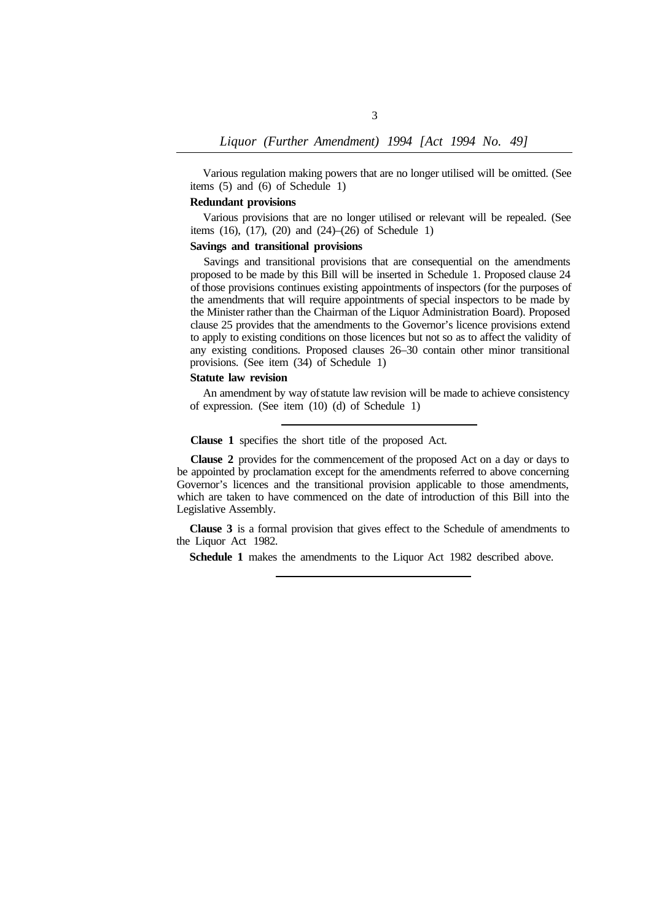Various regulation making powers that are no longer utilised will be omitted. (See items (5) and (6) of Schedule 1)

**Redundant provisions**

Various provisions that are no longer utilised or relevant will be repealed. (See items (16), (17), (20) and (24)–(26) of Schedule 1)

**Savings and transitional provisions**

Savings and transitional provisions that are consequential on the amendments proposed to be made by this Bill will be inserted in Schedule 1. Proposed clause 24 of those provisions continues existing appointments of inspectors (for the purposes of the amendments that will require appointments of special inspectors to be made by the Minister rather than the Chairman of the Liquor Administration Board). Proposed clause 25 provides that the amendments to the Governor's licence provisions extend to apply to existing conditions on those licences but not so as to affect the validity of any existing conditions. Proposed clauses 26–30 contain other minor transitional provisions. (See item (34) of Schedule 1)

**Statute law revision**

An amendment by way of statute law revision will be made to achieve consistency of expression. (See item (10) (d) of Schedule 1)

---

**Clause 1** specifies the short title of the proposed Act.

**Clause 2** provides for the commencement of the proposed Act on a day or days to be appointed by proclamation except for the amendments referred to above concerning Governor's licences and the transitional provision applicable to those amendments, which are taken to have commenced on the date of introduction of this Bill into the Legislative Assembly.

**Clause 3** is a formal provision that gives effect to the Schedule of amendments to the Liquor Act 1982.

**Schedule 1** makes the amendments to the Liquor Act 1982 described above.

---